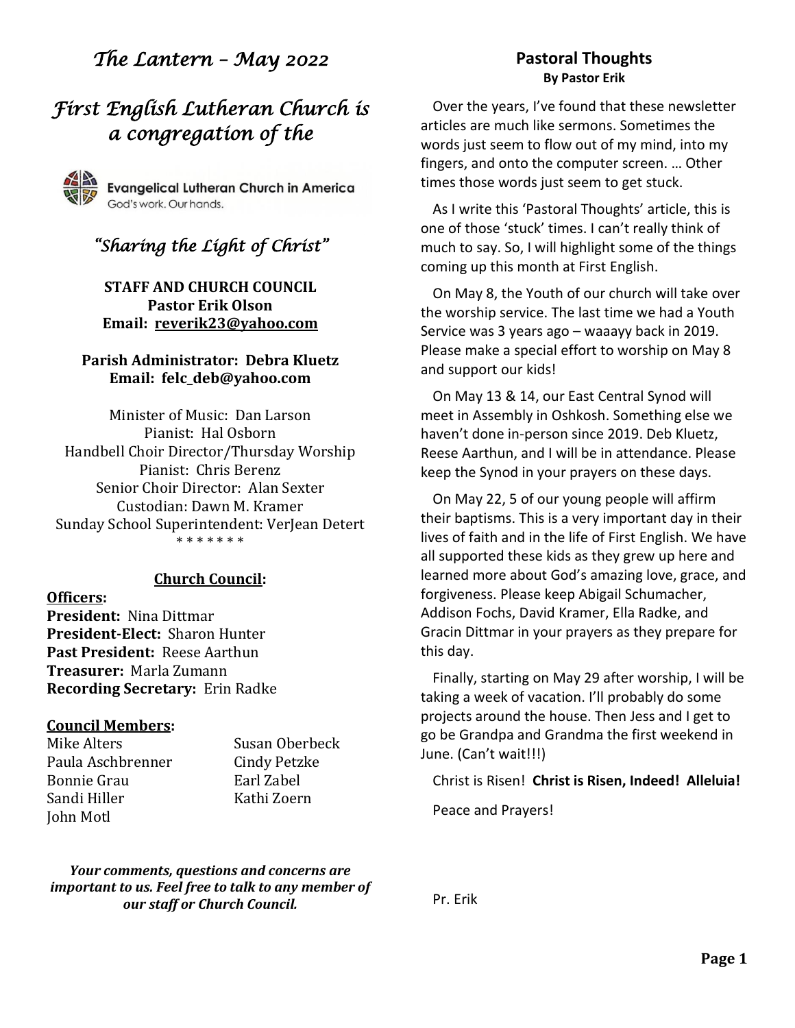# *The Lantern – May 2022*

## *First English Lutheran Church is a congregation of the*

Evangelical Lutheran Church in America
God's work. Our hands.

### *"Sharing the Light of Christ"*

**STAFF AND CHURCH COUNCIL**
**Pastor Erik Olson**
**Email: reverik23@yahoo.com**

**Parish Administrator: Debra Kluetz**
**Email: felc_deb@yahoo.com**

Minister of Music: Dan Larson
Pianist: Hal Osborn
Handbell Choir Director/Thursday Worship
Pianist: Chris Berenz
Senior Choir Director: Alan Sexter
Custodian: Dawn M. Kramer
Sunday School Superintendent: VerJean Detert

\* \* \* \* \* \* \*

**Church Council:**

**Officers:**
**President:** Nina Dittmar
**President-Elect:** Sharon Hunter
**Past President:** Reese Aarthun
**Treasurer:** Marla Zumann
**Recording Secretary:** Erin Radke

**Council Members:**

Mike Alters
Paula Aschbrenner
Bonnie Grau
Sandi Hiller
John Motl
Susan Oberbeck
Cindy Petzke
Earl Zabel
Kathi Zoern

***Your comments, questions and concerns are important to us. Feel free to talk to any member of our staff or Church Council.***

## Pastoral Thoughts
**By Pastor Erik**

Over the years, I've found that these newsletter articles are much like sermons. Sometimes the words just seem to flow out of my mind, into my fingers, and onto the computer screen. … Other times those words just seem to get stuck.

As I write this 'Pastoral Thoughts' article, this is one of those 'stuck' times. I can't really think of much to say. So, I will highlight some of the things coming up this month at First English.

On May 8, the Youth of our church will take over the worship service. The last time we had a Youth Service was 3 years ago – waaayy back in 2019. Please make a special effort to worship on May 8 and support our kids!

On May 13 & 14, our East Central Synod will meet in Assembly in Oshkosh. Something else we haven't done in-person since 2019. Deb Kluetz, Reese Aarthun, and I will be in attendance. Please keep the Synod in your prayers on these days.

On May 22, 5 of our young people will affirm their baptisms. This is a very important day in their lives of faith and in the life of First English. We have all supported these kids as they grew up here and learned more about God's amazing love, grace, and forgiveness. Please keep Abigail Schumacher, Addison Fochs, David Kramer, Ella Radke, and Gracin Dittmar in your prayers as they prepare for this day.

Finally, starting on May 29 after worship, I will be taking a week of vacation. I'll probably do some projects around the house. Then Jess and I get to go be Grandpa and Grandma the first weekend in June. (Can't wait!!!)

Christ is Risen! **Christ is Risen, Indeed! Alleluia!**

Peace and Prayers!

Pr. Erik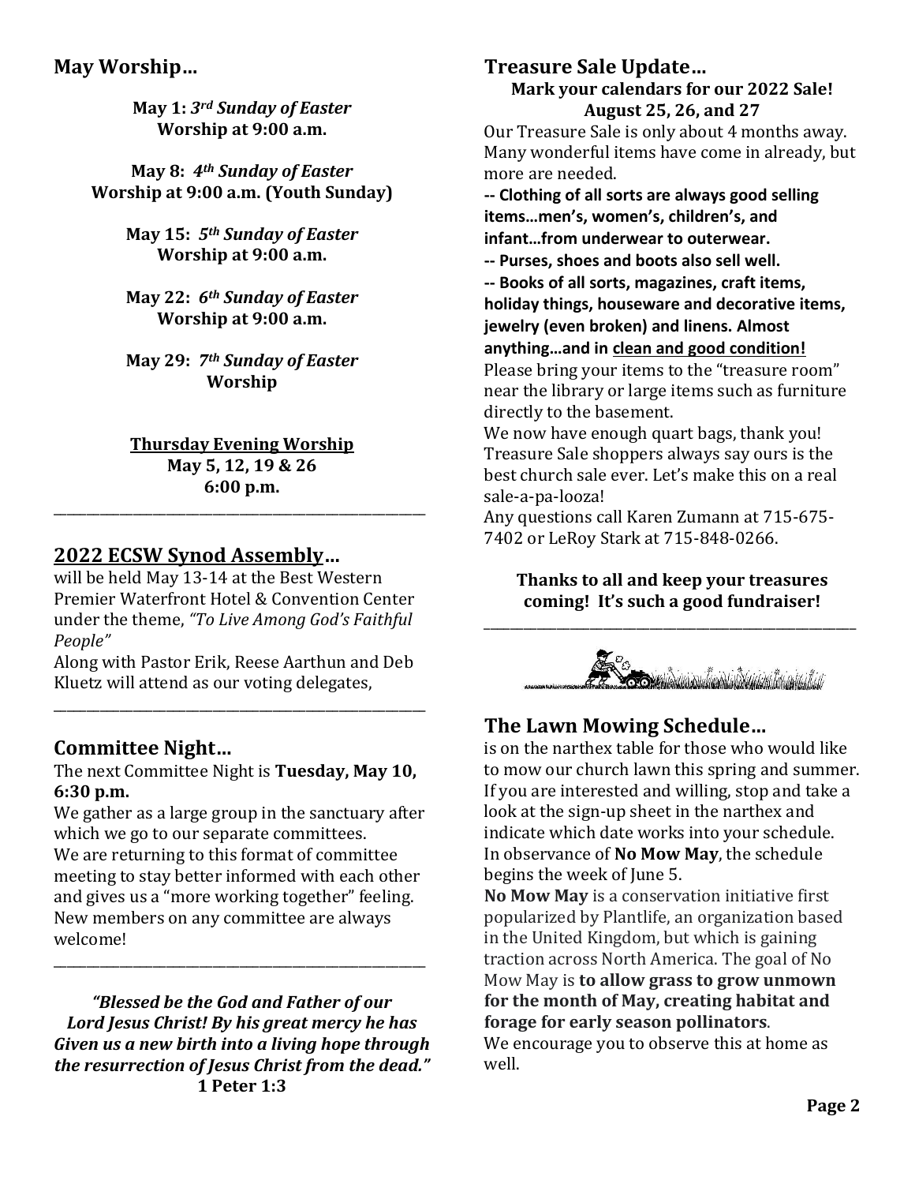## May Worship…

**May 1:** ***3rd Sunday of Easter***
**Worship at 9:00 a.m.**

**May 8:** ***4th Sunday of Easter***
**Worship at 9:00 a.m. (Youth Sunday)**

**May 15:** ***5th Sunday of Easter***
**Worship at 9:00 a.m.**

**May 22:** ***6th Sunday of Easter***
**Worship at 9:00 a.m.**

**May 29:** ***7th Sunday of Easter***
**Worship**

**Thursday Evening Worship**
**May 5, 12, 19 & 26**
**6:00 p.m.**

---

## 2022 ECSW Synod Assembly…

will be held May 13-14 at the Best Western Premier Waterfront Hotel & Convention Center under the theme, *"To Live Among God's Faithful People"*

Along with Pastor Erik, Reese Aarthun and Deb Kluetz will attend as our voting delegates,

---

## Committee Night…

The next Committee Night is **Tuesday, May 10, 6:30 p.m.**

We gather as a large group in the sanctuary after which we go to our separate committees. We are returning to this format of committee meeting to stay better informed with each other and gives us a "more working together" feeling. New members on any committee are always welcome!

---

***"Blessed be the God and Father of our Lord Jesus Christ! By his great mercy he has Given us a new birth into a living hope through the resurrection of Jesus Christ from the dead."***
**1 Peter 1:3**

## Treasure Sale Update…

**Mark your calendars for our 2022 Sale!**
**August 25, 26, and 27**

Our Treasure Sale is only about 4 months away. Many wonderful items have come in already, but more are needed.

**-- Clothing of all sorts are always good selling items…men's, women's, children's, and infant…from underwear to outerwear.**

**-- Purses, shoes and boots also sell well.**

**-- Books of all sorts, magazines, craft items, holiday things, houseware and decorative items, jewelry (even broken) and linens. Almost anything…and in clean and good condition!**

Please bring your items to the "treasure room" near the library or large items such as furniture directly to the basement.

We now have enough quart bags, thank you!

Treasure Sale shoppers always say ours is the best church sale ever. Let's make this on a real sale-a-pa-looza!

Any questions call Karen Zumann at 715-675-7402 or LeRoy Stark at 715-848-0266.

**Thanks to all and keep your treasures coming! It's such a good fundraiser!**

---

## The Lawn Mowing Schedule…

is on the narthex table for those who would like to mow our church lawn this spring and summer. If you are interested and willing, stop and take a look at the sign-up sheet in the narthex and indicate which date works into your schedule.

In observance of **No Mow May**, the schedule begins the week of June 5.

**No Mow May** is a conservation initiative first popularized by Plantlife, an organization based in the United Kingdom, but which is gaining traction across North America. The goal of No Mow May is **to allow grass to grow unmown for the month of May, creating habitat and forage for early season pollinators**.

We encourage you to observe this at home as well.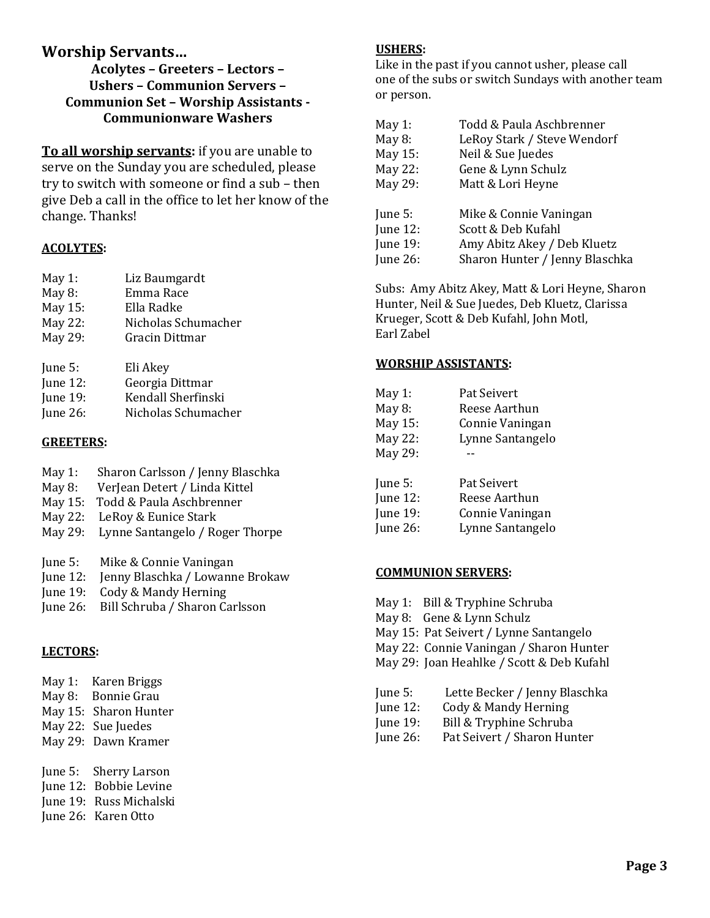## Worship Servants…

**Acolytes – Greeters – Lectors – Ushers – Communion Servers – Communion Set – Worship Assistants - Communionware Washers**

**To all worship servants:** if you are unable to serve on the Sunday you are scheduled, please try to switch with someone or find a sub – then give Deb a call in the office to let her know of the change. Thanks!

### ACOLYTES:

May 1: Liz Baumgardt
May 8: Emma Race
May 15: Ella Radke
May 22: Nicholas Schumacher
May 29: Gracin Dittmar

June 5: Eli Akey
June 12: Georgia Dittmar
June 19: Kendall Sherfinski
June 26: Nicholas Schumacher

### GREETERS:

May 1: Sharon Carlsson / Jenny Blaschka
May 8: VerJean Detert / Linda Kittel
May 15: Todd & Paula Aschbrenner
May 22: LeRoy & Eunice Stark
May 29: Lynne Santangelo / Roger Thorpe

June 5: Mike & Connie Vaningan
June 12: Jenny Blaschka / Lowanne Brokaw
June 19: Cody & Mandy Herning
June 26: Bill Schruba / Sharon Carlsson

### LECTORS:

May 1: Karen Briggs
May 8: Bonnie Grau
May 15: Sharon Hunter
May 22: Sue Juedes
May 29: Dawn Kramer

June 5: Sherry Larson
June 12: Bobbie Levine
June 19: Russ Michalski
June 26: Karen Otto

### USHERS:

Like in the past if you cannot usher, please call one of the subs or switch Sundays with another team or person.

May 1: Todd & Paula Aschbrenner
May 8: LeRoy Stark / Steve Wendorf
May 15: Neil & Sue Juedes
May 22: Gene & Lynn Schulz
May 29: Matt & Lori Heyne

June 5: Mike & Connie Vaningan
June 12: Scott & Deb Kufahl
June 19: Amy Abitz Akey / Deb Kluetz
June 26: Sharon Hunter / Jenny Blaschka

Subs: Amy Abitz Akey, Matt & Lori Heyne, Sharon Hunter, Neil & Sue Juedes, Deb Kluetz, Clarissa Krueger, Scott & Deb Kufahl, John Motl, Earl Zabel

### WORSHIP ASSISTANTS:

May 1: Pat Seivert
May 8: Reese Aarthun
May 15: Connie Vaningan
May 22: Lynne Santangelo
May 29: --

June 5: Pat Seivert
June 12: Reese Aarthun
June 19: Connie Vaningan
June 26: Lynne Santangelo

### COMMUNION SERVERS:

May 1: Bill & Tryphine Schruba
May 8: Gene & Lynn Schulz
May 15: Pat Seivert / Lynne Santangelo
May 22: Connie Vaningan / Sharon Hunter
May 29: Joan Heahlke / Scott & Deb Kufahl

June 5: Lette Becker / Jenny Blaschka
June 12: Cody & Mandy Herning
June 19: Bill & Tryphine Schruba
June 26: Pat Seivert / Sharon Hunter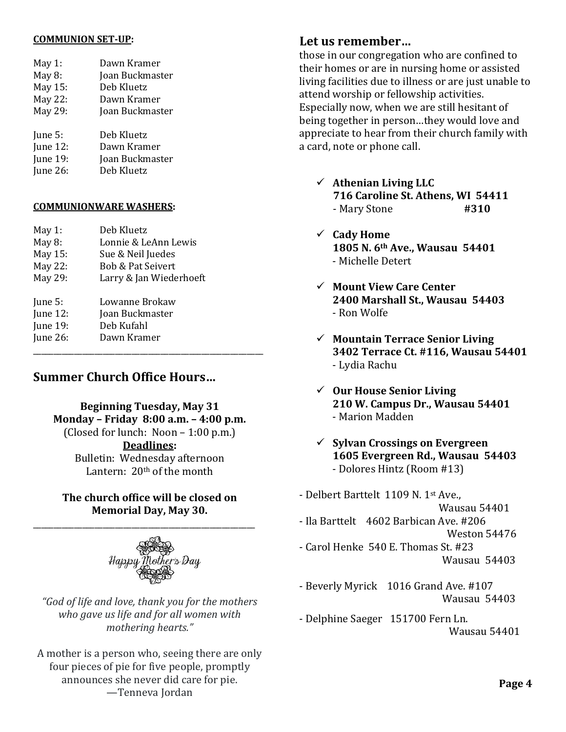**COMMUNION SET-UP:**

| | |
|---|---|
| May 1: | Dawn Kramer |
| May 8: | Joan Buckmaster |
| May 15: | Deb Kluetz |
| May 22: | Dawn Kramer |
| May 29: | Joan Buckmaster |
| June 5: | Deb Kluetz |
| June 12: | Dawn Kramer |
| June 19: | Joan Buckmaster |
| June 26: | Deb Kluetz |

**COMMUNIONWARE WASHERS:**

| | |
|---|---|
| May 1: | Deb Kluetz |
| May 8: | Lonnie & LeAnn Lewis |
| May 15: | Sue & Neil Juedes |
| May 22: | Bob & Pat Seivert |
| May 29: | Larry & Jan Wiederhoeft |
| June 5: | Lowanne Brokaw |
| June 12: | Joan Buckmaster |
| June 19: | Deb Kufahl |
| June 26: | Dawn Kramer |

---

## Summer Church Office Hours…

**Beginning Tuesday, May 31**
**Monday – Friday 8:00 a.m. – 4:00 p.m.**
(Closed for lunch: Noon – 1:00 p.m.)

**Deadlines:**
Bulletin: Wednesday afternoon
Lantern: 20th of the month

**The church office will be closed on Memorial Day, May 30.**

---

Happy Mother's Day

*"God of life and love, thank you for the mothers who gave us life and for all women with mothering hearts."*

A mother is a person who, seeing there are only four pieces of pie for five people, promptly announces she never did care for pie.
—Tenneva Jordan

## Let us remember…

those in our congregation who are confined to their homes or are in nursing home or assisted living facilities due to illness or are just unable to attend worship or fellowship activities. Especially now, when we are still hesitant of being together in person…they would love and appreciate to hear from their church family with a card, note or phone call.

- ✓ **Athenian Living LLC**
  **716 Caroline St. Athens, WI 54411**
  - Mary Stone **#310**
- ✓ **Cady Home**
  **1805 N. 6th Ave., Wausau 54401**
  - Michelle Detert
- ✓ **Mount View Care Center**
  **2400 Marshall St., Wausau 54403**
  - Ron Wolfe
- ✓ **Mountain Terrace Senior Living**
  **3402 Terrace Ct. #116, Wausau 54401**
  - Lydia Rachu
- ✓ **Our House Senior Living**
  **210 W. Campus Dr., Wausau 54401**
  - Marion Madden
- ✓ **Sylvan Crossings on Evergreen**
  **1605 Evergreen Rd., Wausau 54403**
  - Dolores Hintz (Room #13)

- Delbert Barttelt 1109 N. 1st Ave., Wausau 54401
- Ila Barttelt 4602 Barbican Ave. #206 Weston 54476
- Carol Henke 540 E. Thomas St. #23 Wausau 54403
- Beverly Myrick 1016 Grand Ave. #107 Wausau 54403
- Delphine Saeger 151700 Fern Ln. Wausau 54401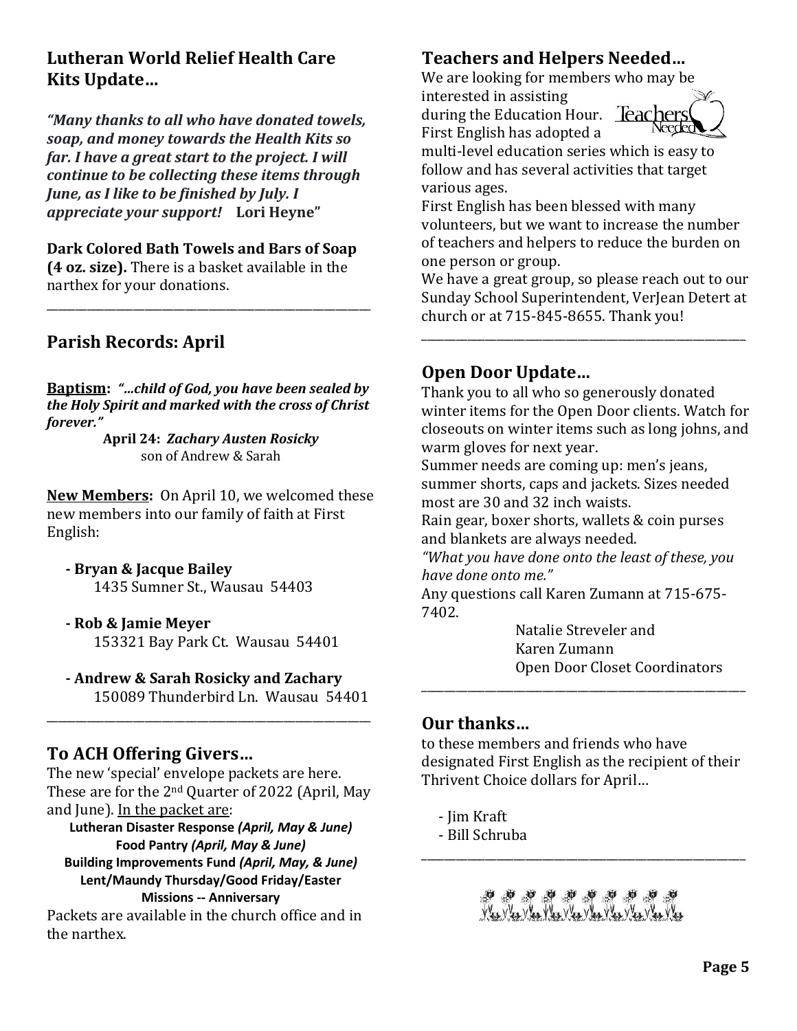## Lutheran World Relief Health Care Kits Update…

***"Many thanks to all who have donated towels, soap, and money towards the Health Kits so far. I have a great start to the project. I will continue to be collecting these items through June, as I like to be finished by July. I appreciate your support!*** **Lori Heyne"**

**Dark Colored Bath Towels and Bars of Soap (4 oz. size).** There is a basket available in the narthex for your donations.

---

## Parish Records: April

**Baptism:** ***"…child of God, you have been sealed by the Holy Spirit and marked with the cross of Christ forever."***

**April 24:** ***Zachary Austen Rosicky***
son of Andrew & Sarah

**New Members:** On April 10, we welcomed these new members into our family of faith at First English:

- **Bryan & Jacque Bailey**
  1435 Sumner St., Wausau 54403
- **Rob & Jamie Meyer**
  153321 Bay Park Ct. Wausau 54401
- **Andrew & Sarah Rosicky and Zachary**
  150089 Thunderbird Ln. Wausau 54401

---

## To ACH Offering Givers…

The new 'special' envelope packets are here. These are for the 2nd Quarter of 2022 (April, May and June). In the packet are:

**Lutheran Disaster Response** ***(April, May & June)***
**Food Pantry** ***(April, May & June)***
**Building Improvements Fund** ***(April, May, & June)***
**Lent/Maundy Thursday/Good Friday/Easter**
**Missions -- Anniversary**

Packets are available in the church office and in the narthex.

## Teachers and Helpers Needed…

We are looking for members who may be interested in assisting during the Education Hour. First English has adopted a multi-level education series which is easy to follow and has several activities that target various ages.

First English has been blessed with many volunteers, but we want to increase the number of teachers and helpers to reduce the burden on one person or group.

We have a great group, so please reach out to our Sunday School Superintendent, VerJean Detert at church or at 715-845-8655. Thank you!

---

## Open Door Update…

Thank you to all who so generously donated winter items for the Open Door clients. Watch for closeouts on winter items such as long johns, and warm gloves for next year.

Summer needs are coming up: men's jeans, summer shorts, caps and jackets. Sizes needed most are 30 and 32 inch waists.

Rain gear, boxer shorts, wallets & coin purses and blankets are always needed.

*"What you have done onto the least of these, you have done onto me."*

Any questions call Karen Zumann at 715-675-7402.

Natalie Streveler and
Karen Zumann
Open Door Closet Coordinators

---

## Our thanks…

to these members and friends who have designated First English as the recipient of their Thrivent Choice dollars for April…

- Jim Kraft
- Bill Schruba

---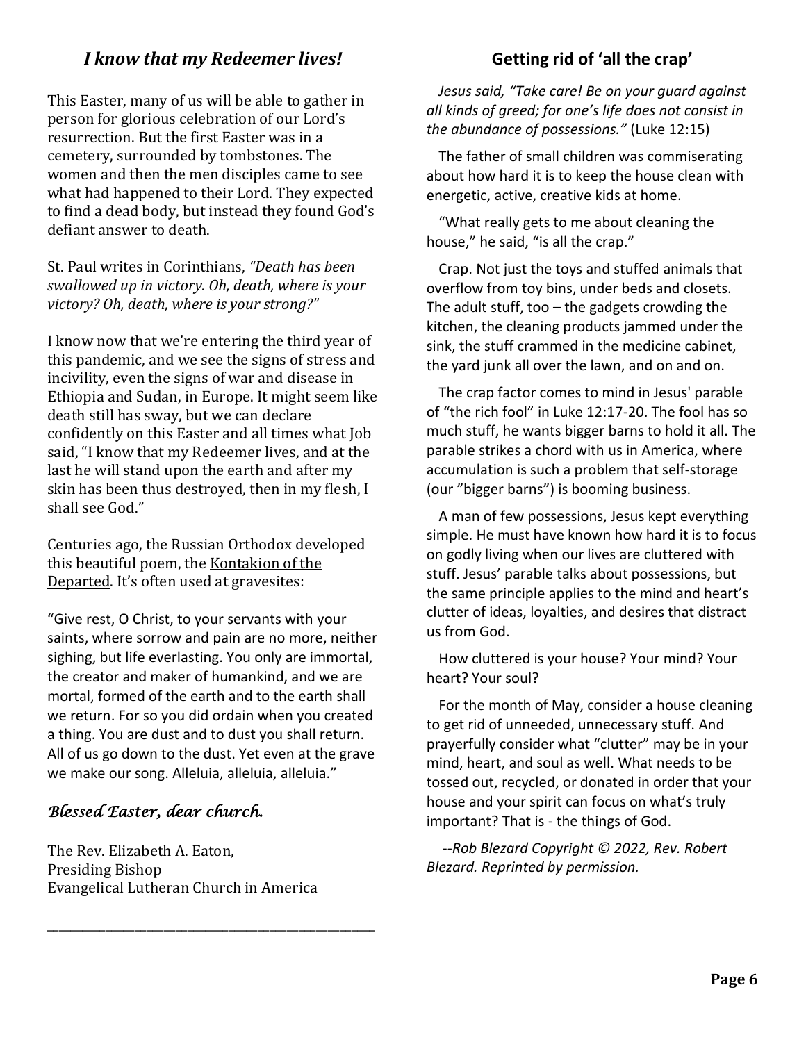## *I know that my Redeemer lives!*

This Easter, many of us will be able to gather in person for glorious celebration of our Lord's resurrection. But the first Easter was in a cemetery, surrounded by tombstones. The women and then the men disciples came to see what had happened to their Lord. They expected to find a dead body, but instead they found God's defiant answer to death.

St. Paul writes in Corinthians, *"Death has been swallowed up in victory. Oh, death, where is your victory? Oh, death, where is your strong?"*

I know now that we're entering the third year of this pandemic, and we see the signs of stress and incivility, even the signs of war and disease in Ethiopia and Sudan, in Europe. It might seem like death still has sway, but we can declare confidently on this Easter and all times what Job said, "I know that my Redeemer lives, and at the last he will stand upon the earth and after my skin has been thus destroyed, then in my flesh, I shall see God."

Centuries ago, the Russian Orthodox developed this beautiful poem, the Kontakion of the Departed. It's often used at gravesites:

"Give rest, O Christ, to your servants with your saints, where sorrow and pain are no more, neither sighing, but life everlasting. You only are immortal, the creator and maker of humankind, and we are mortal, formed of the earth and to the earth shall we return. For so you did ordain when you created a thing. You are dust and to dust you shall return. All of us go down to the dust. Yet even at the grave we make our song. Alleluia, alleluia, alleluia."

### *Blessed Easter, dear church.*

The Rev. Elizabeth A. Eaton,
Presiding Bishop
Evangelical Lutheran Church in America

---

## Getting rid of 'all the crap'

*Jesus said, "Take care! Be on your guard against all kinds of greed; for one's life does not consist in the abundance of possessions."* (Luke 12:15)

The father of small children was commiserating about how hard it is to keep the house clean with energetic, active, creative kids at home.

"What really gets to me about cleaning the house," he said, "is all the crap."

Crap. Not just the toys and stuffed animals that overflow from toy bins, under beds and closets. The adult stuff, too – the gadgets crowding the kitchen, the cleaning products jammed under the sink, the stuff crammed in the medicine cabinet, the yard junk all over the lawn, and on and on.

The crap factor comes to mind in Jesus' parable of "the rich fool" in Luke 12:17-20. The fool has so much stuff, he wants bigger barns to hold it all. The parable strikes a chord with us in America, where accumulation is such a problem that self-storage (our "bigger barns") is booming business.

A man of few possessions, Jesus kept everything simple. He must have known how hard it is to focus on godly living when our lives are cluttered with stuff. Jesus' parable talks about possessions, but the same principle applies to the mind and heart's clutter of ideas, loyalties, and desires that distract us from God.

How cluttered is your house? Your mind? Your heart? Your soul?

For the month of May, consider a house cleaning to get rid of unneeded, unnecessary stuff. And prayerfully consider what "clutter" may be in your mind, heart, and soul as well. What needs to be tossed out, recycled, or donated in order that your house and your spirit can focus on what's truly important? That is - the things of God.

*--Rob Blezard Copyright © 2022, Rev. Robert Blezard. Reprinted by permission.*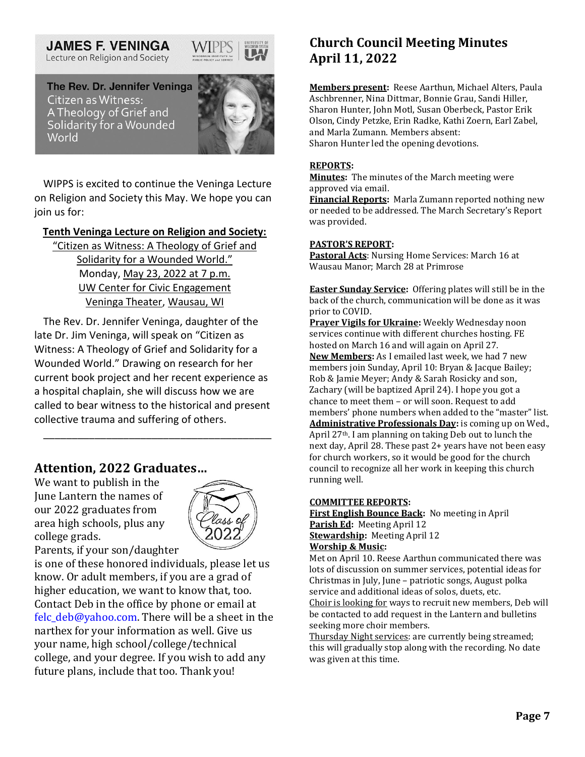**JAMES F. VENINGA**
Lecture on Religion and Society

**The Rev. Dr. Jennifer Veninga**
Citizen as Witness:
A Theology of Grief and Solidarity for a Wounded World

WIPPS is excited to continue the Veninga Lecture on Religion and Society this May. We hope you can join us for:

**Tenth Veninga Lecture on Religion and Society:**
"Citizen as Witness: A Theology of Grief and Solidarity for a Wounded World."
Monday, May 23, 2022 at 7 p.m.
UW Center for Civic Engagement
Veninga Theater, Wausau, WI

The Rev. Dr. Jennifer Veninga, daughter of the late Dr. Jim Veninga, will speak on "Citizen as Witness: A Theology of Grief and Solidarity for a Wounded World." Drawing on research for her current book project and her recent experience as a hospital chaplain, she will discuss how we are called to bear witness to the historical and present collective trauma and suffering of others.

---

## Attention, 2022 Graduates…

We want to publish in the June Lantern the names of our 2022 graduates from area high schools, plus any college grads. Parents, if your son/daughter is one of these honored individuals, please let us know. Or adult members, if you are a grad of higher education, we want to know that, too. Contact Deb in the office by phone or email at felc_deb@yahoo.com. There will be a sheet in the narthex for your information as well. Give us your name, high school/college/technical college, and your degree. If you wish to add any future plans, include that too. Thank you!

## Church Council Meeting Minutes April 11, 2022

**Members present:** Reese Aarthun, Michael Alters, Paula Aschbrenner, Nina Dittmar, Bonnie Grau, Sandi Hiller, Sharon Hunter, John Motl, Susan Oberbeck, Pastor Erik Olson, Cindy Petzke, Erin Radke, Kathi Zoern, Earl Zabel, and Marla Zumann. Members absent:
Sharon Hunter led the opening devotions.

**REPORTS:**
**Minutes:** The minutes of the March meeting were approved via email.
**Financial Reports:** Marla Zumann reported nothing new or needed to be addressed. The March Secretary's Report was provided.

**PASTOR'S REPORT:**
**Pastoral Acts**: Nursing Home Services: March 16 at Wausau Manor; March 28 at Primrose

**Easter Sunday Service:** Offering plates will still be in the back of the church, communication will be done as it was prior to COVID.
**Prayer Vigils for Ukraine:** Weekly Wednesday noon services continue with different churches hosting. FE hosted on March 16 and will again on April 27.
**New Members:** As I emailed last week, we had 7 new members join Sunday, April 10: Bryan & Jacque Bailey; Rob & Jamie Meyer; Andy & Sarah Rosicky and son, Zachary (will be baptized April 24). I hope you got a chance to meet them – or will soon. Request to add members' phone numbers when added to the "master" list.
**Administrative Professionals Day:** is coming up on Wed., April 27th. I am planning on taking Deb out to lunch the next day, April 28. These past 2+ years have not been easy for church workers, so it would be good for the church council to recognize all her work in keeping this church running well.

**COMMITTEE REPORTS:**
**First English Bounce Back:** No meeting in April
**Parish Ed:** Meeting April 12
**Stewardship:** Meeting April 12
**Worship & Music:**
Met on April 10. Reese Aarthun communicated there was lots of discussion on summer services, potential ideas for Christmas in July, June – patriotic songs, August polka service and additional ideas of solos, duets, etc.
Choir is looking for ways to recruit new members, Deb will be contacted to add request in the Lantern and bulletins seeking more choir members.
Thursday Night services: are currently being streamed; this will gradually stop along with the recording. No date was given at this time.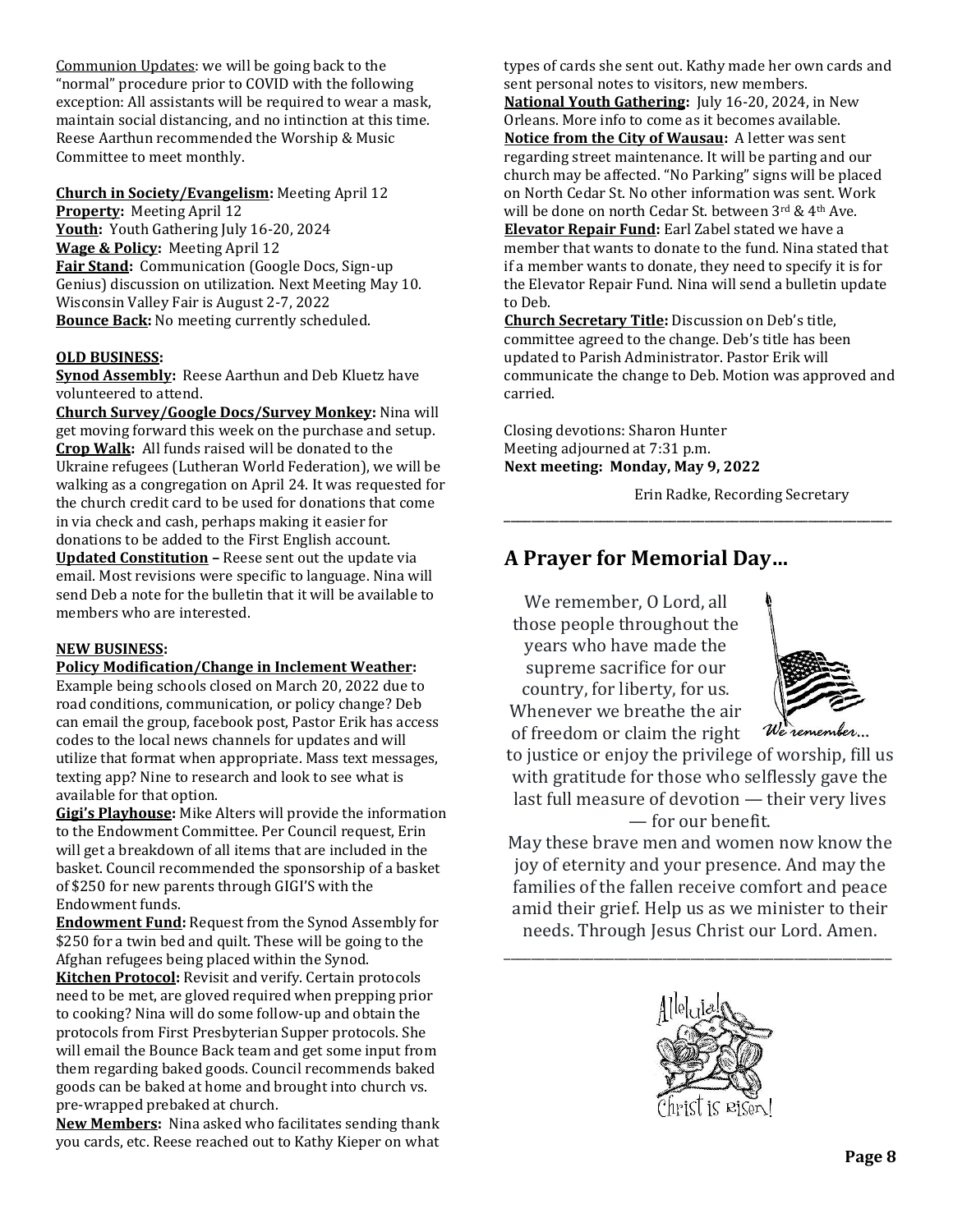Communion Updates: we will be going back to the "normal" procedure prior to COVID with the following exception: All assistants will be required to wear a mask, maintain social distancing, and no intinction at this time. Reese Aarthun recommended the Worship & Music Committee to meet monthly.

**Church in Society/Evangelism:** Meeting April 12
**Property:** Meeting April 12
**Youth:** Youth Gathering July 16-20, 2024
**Wage & Policy:** Meeting April 12
**Fair Stand:** Communication (Google Docs, Sign-up Genius) discussion on utilization. Next Meeting May 10. Wisconsin Valley Fair is August 2-7, 2022
**Bounce Back:** No meeting currently scheduled.

**OLD BUSINESS:**

**Synod Assembly:** Reese Aarthun and Deb Kluetz have volunteered to attend.
**Church Survey/Google Docs/Survey Monkey:** Nina will get moving forward this week on the purchase and setup.
**Crop Walk:** All funds raised will be donated to the Ukraine refugees (Lutheran World Federation), we will be walking as a congregation on April 24. It was requested for the church credit card to be used for donations that come in via check and cash, perhaps making it easier for donations to be added to the First English account.
**Updated Constitution** – Reese sent out the update via email. Most revisions were specific to language. Nina will send Deb a note for the bulletin that it will be available to members who are interested.

**NEW BUSINESS:**

**Policy Modification/Change in Inclement Weather:** Example being schools closed on March 20, 2022 due to road conditions, communication, or policy change? Deb can email the group, facebook post, Pastor Erik has access codes to the local news channels for updates and will utilize that format when appropriate. Mass text messages, texting app? Nine to research and look to see what is available for that option.
**Gigi's Playhouse:** Mike Alters will provide the information to the Endowment Committee. Per Council request, Erin will get a breakdown of all items that are included in the basket. Council recommended the sponsorship of a basket of $250 for new parents through GIGI'S with the Endowment funds.
**Endowment Fund:** Request from the Synod Assembly for $250 for a twin bed and quilt. These will be going to the Afghan refugees being placed within the Synod.
**Kitchen Protocol:** Revisit and verify. Certain protocols need to be met, are gloved required when prepping prior to cooking? Nina will do some follow-up and obtain the protocols from First Presbyterian Supper protocols. She will email the Bounce Back team and get some input from them regarding baked goods. Council recommends baked goods can be baked at home and brought into church vs. pre-wrapped prebaked at church.
**New Members:** Nina asked who facilitates sending thank you cards, etc. Reese reached out to Kathy Kieper on what types of cards she sent out. Kathy made her own cards and sent personal notes to visitors, new members.
**National Youth Gathering:** July 16-20, 2024, in New Orleans. More info to come as it becomes available.
**Notice from the City of Wausau:** A letter was sent regarding street maintenance. It will be parting and our church may be affected. "No Parking" signs will be placed on North Cedar St. No other information was sent. Work will be done on north Cedar St. between 3rd & 4th Ave.
**Elevator Repair Fund:** Earl Zabel stated we have a member that wants to donate to the fund. Nina stated that if a member wants to donate, they need to specify it is for the Elevator Repair Fund. Nina will send a bulletin update to Deb.
**Church Secretary Title:** Discussion on Deb's title, committee agreed to the change. Deb's title has been updated to Parish Administrator. Pastor Erik will communicate the change to Deb. Motion was approved and carried.

Closing devotions: Sharon Hunter
Meeting adjourned at 7:31 p.m.
**Next meeting: Monday, May 9, 2022**

Erin Radke, Recording Secretary

---

## A Prayer for Memorial Day…

We remember, O Lord, all those people throughout the years who have made the supreme sacrifice for our country, for liberty, for us. Whenever we breathe the air of freedom or claim the right to justice or enjoy the privilege of worship, fill us with gratitude for those who selflessly gave the last full measure of devotion — their very lives — for our benefit.

May these brave men and women now know the joy of eternity and your presence. And may the families of the fallen receive comfort and peace amid their grief. Help us as we minister to their needs. Through Jesus Christ our Lord. Amen.

*We remember…*

---

Alleluia! Christ is risen!